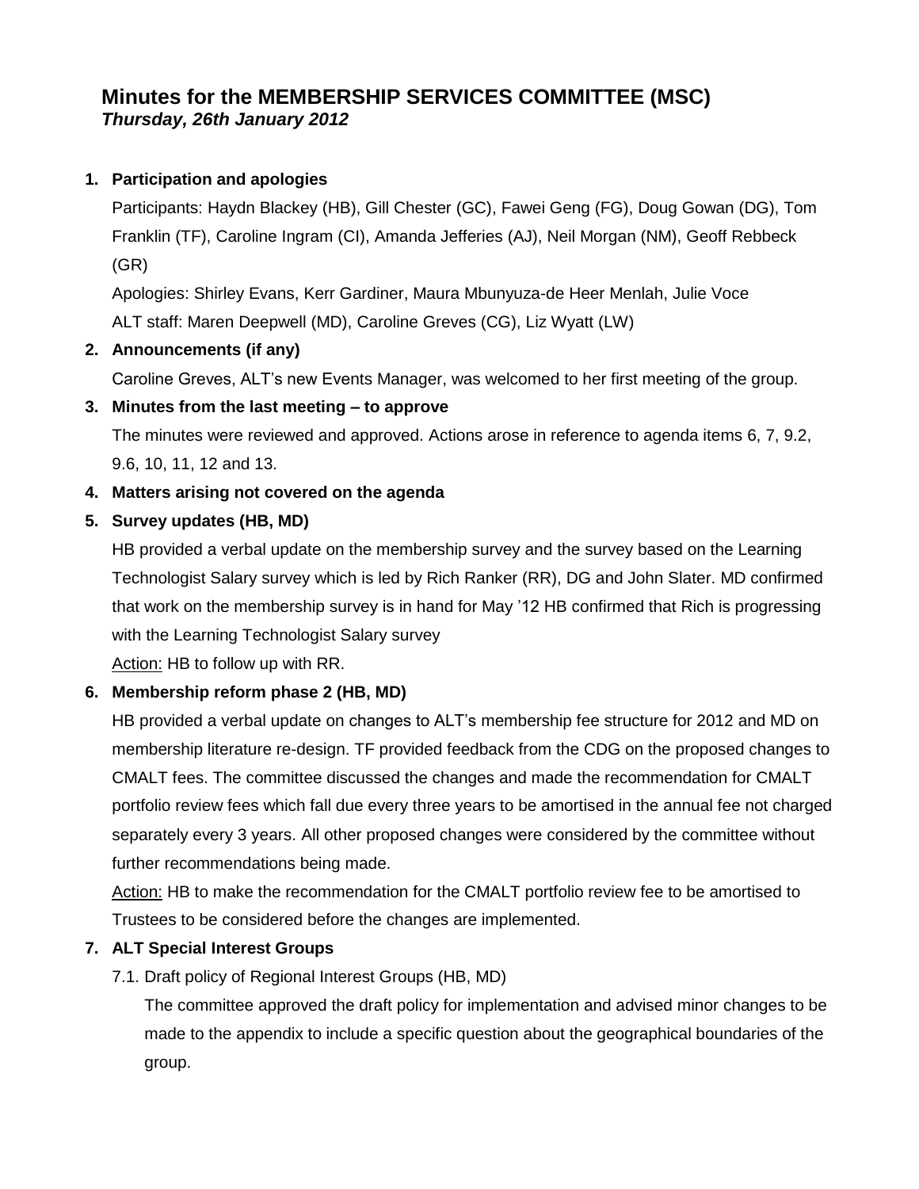# Minutes for the MEMBERSHIP SERVICES COMMITTEE (MSC)

***Thursday, 26th January 2012***

1. **Participation and apologies**

   Participants: Haydn Blackey (HB), Gill Chester (GC), Fawei Geng (FG), Doug Gowan (DG), Tom Franklin (TF), Caroline Ingram (CI), Amanda Jefferies (AJ), Neil Morgan (NM), Geoff Rebbeck (GR)

   Apologies: Shirley Evans, Kerr Gardiner, Maura Mbunyuza-de Heer Menlah, Julie Voce

   ALT staff: Maren Deepwell (MD), Caroline Greves (CG), Liz Wyatt (LW)

2. **Announcements (if any)**

   Caroline Greves, ALT's new Events Manager, was welcomed to her first meeting of the group.

3. **Minutes from the last meeting – to approve**

   The minutes were reviewed and approved. Actions arose in reference to agenda items 6, 7, 9.2, 9.6, 10, 11, 12 and 13.

4. **Matters arising not covered on the agenda**

5. **Survey updates (HB, MD)**

   HB provided a verbal update on the membership survey and the survey based on the Learning Technologist Salary survey which is led by Rich Ranker (RR), DG and John Slater. MD confirmed that work on the membership survey is in hand for May '12 HB confirmed that Rich is progressing with the Learning Technologist Salary survey

   Action: HB to follow up with RR.

6. **Membership reform phase 2 (HB, MD)**

   HB provided a verbal update on changes to ALT's membership fee structure for 2012 and MD on membership literature re-design. TF provided feedback from the CDG on the proposed changes to CMALT fees. The committee discussed the changes and made the recommendation for CMALT portfolio review fees which fall due every three years to be amortised in the annual fee not charged separately every 3 years. All other proposed changes were considered by the committee without further recommendations being made.

   Action: HB to make the recommendation for the CMALT portfolio review fee to be amortised to Trustees to be considered before the changes are implemented.

7. **ALT Special Interest Groups**

   7.1. Draft policy of Regional Interest Groups (HB, MD)

   The committee approved the draft policy for implementation and advised minor changes to be made to the appendix to include a specific question about the geographical boundaries of the group.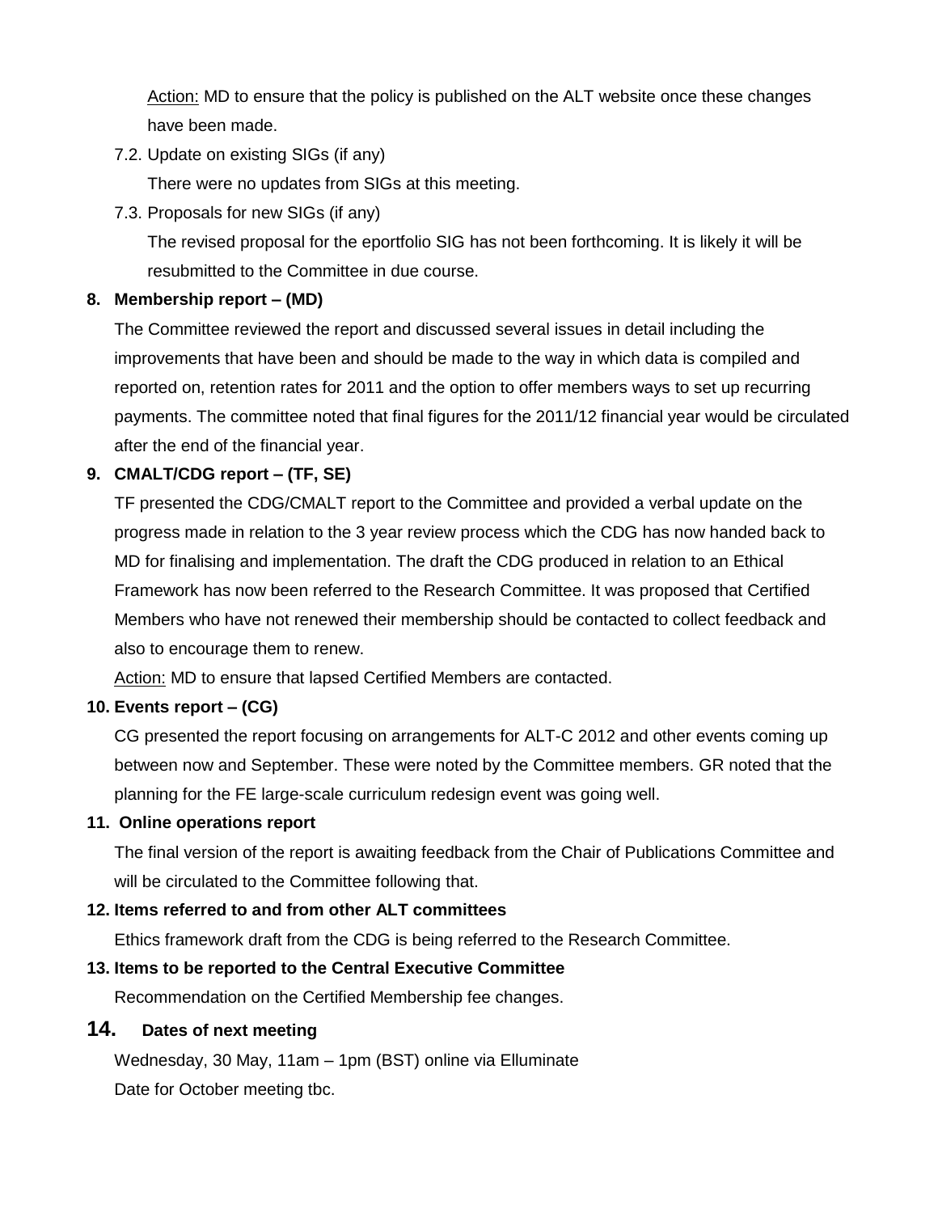Action: MD to ensure that the policy is published on the ALT website once these changes have been made.

7.2. Update on existing SIGs (if any)

There were no updates from SIGs at this meeting.

7.3. Proposals for new SIGs (if any)

The revised proposal for the eportfolio SIG has not been forthcoming. It is likely it will be resubmitted to the Committee in due course.

**8. Membership report – (MD)**

The Committee reviewed the report and discussed several issues in detail including the improvements that have been and should be made to the way in which data is compiled and reported on, retention rates for 2011 and the option to offer members ways to set up recurring payments. The committee noted that final figures for the 2011/12 financial year would be circulated after the end of the financial year.

**9. CMALT/CDG report – (TF, SE)**

TF presented the CDG/CMALT report to the Committee and provided a verbal update on the progress made in relation to the 3 year review process which the CDG has now handed back to MD for finalising and implementation. The draft the CDG produced in relation to an Ethical Framework has now been referred to the Research Committee. It was proposed that Certified Members who have not renewed their membership should be contacted to collect feedback and also to encourage them to renew.

Action: MD to ensure that lapsed Certified Members are contacted.

**10. Events report – (CG)**

CG presented the report focusing on arrangements for ALT-C 2012 and other events coming up between now and September. These were noted by the Committee members. GR noted that the planning for the FE large-scale curriculum redesign event was going well.

**11. Online operations report**

The final version of the report is awaiting feedback from the Chair of Publications Committee and will be circulated to the Committee following that.

**12. Items referred to and from other ALT committees**

Ethics framework draft from the CDG is being referred to the Research Committee.

**13. Items to be reported to the Central Executive Committee**

Recommendation on the Certified Membership fee changes.

## 14. Dates of next meeting

Wednesday, 30 May, 11am – 1pm (BST) online via Elluminate

Date for October meeting tbc.